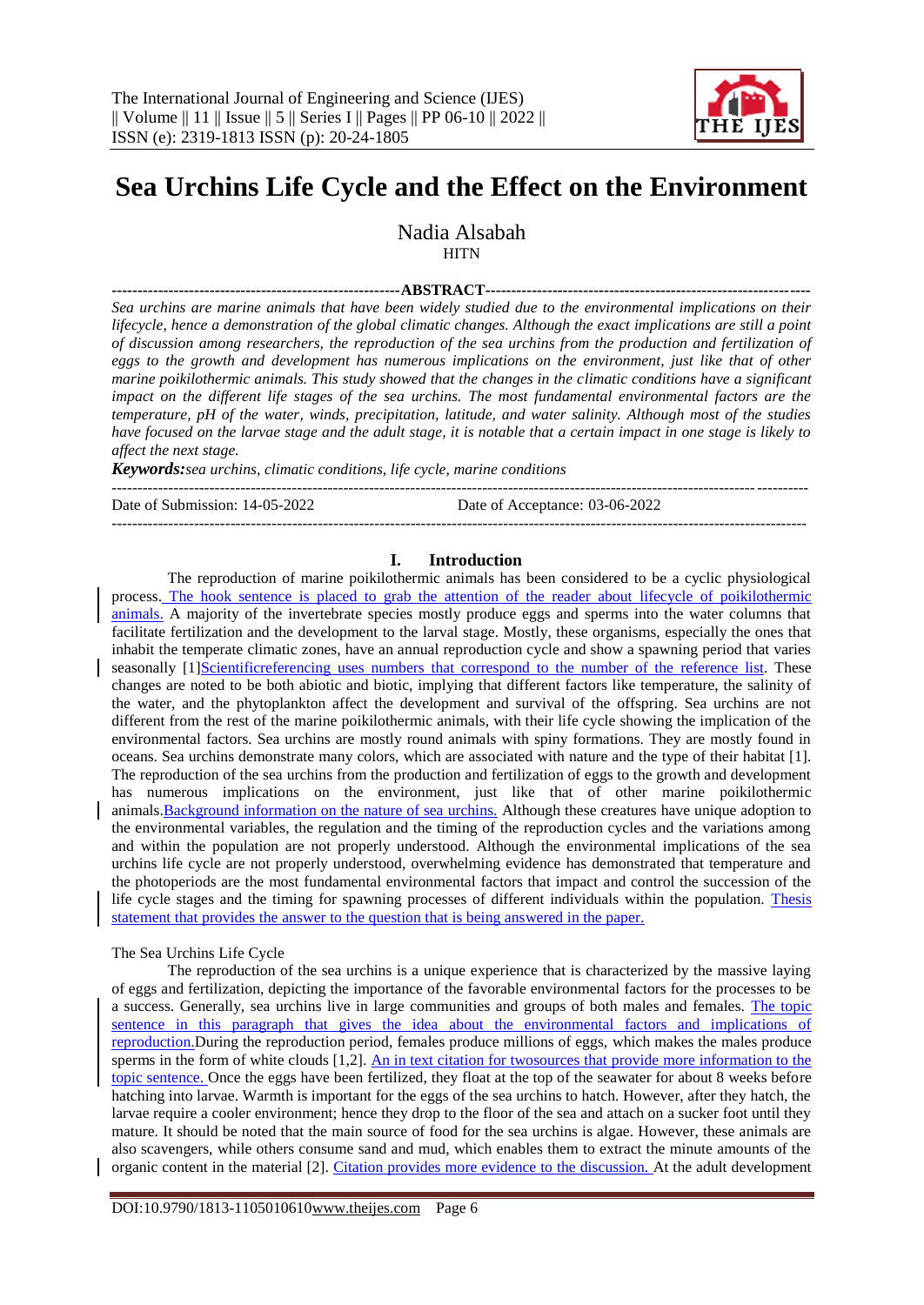# Sea Urchins Life Cycle and the Effect on the Environment

Nadia Alsabah

HITN

**ABSTRACT**

*Sea urchins are marine animals that have been widely studied due to the environmental implications on their lifecycle, hence a demonstration of the global climatic changes. Although the exact implications are still a point of discussion among researchers, the reproduction of the sea urchins from the production and fertilization of eggs to the growth and development has numerous implications on the environment, just like that of other marine poikilothermic animals. This study showed that the changes in the climatic conditions have a significant impact on the different life stages of the sea urchins. The most fundamental environmental factors are the temperature, pH of the water, winds, precipitation, latitude, and water salinity. Although most of the studies have focused on the larvae stage and the adult stage, it is notable that a certain impact in one stage is likely to affect the next stage.*

***Keywords:*** *sea urchins, climatic conditions, life cycle, marine conditions*

Date of Submission: 14-05-2022 Date of Acceptance: 03-06-2022

## I. Introduction

The reproduction of marine poikilothermic animals has been considered to be a cyclic physiological process. The hook sentence is placed to grab the attention of the reader about lifecycle of poikilothermic animals. A majority of the invertebrate species mostly produce eggs and sperms into the water columns that facilitate fertilization and the development to the larval stage. Mostly, these organisms, especially the ones that inhabit the temperate climatic zones, have an annual reproduction cycle and show a spawning period that varies seasonally [1]Scientificreferencing uses numbers that correspond to the number of the reference list. These changes are noted to be both abiotic and biotic, implying that different factors like temperature, the salinity of the water, and the phytoplankton affect the development and survival of the offspring. Sea urchins are not different from the rest of the marine poikilothermic animals, with their life cycle showing the implication of the environmental factors. Sea urchins are mostly round animals with spiny formations. They are mostly found in oceans. Sea urchins demonstrate many colors, which are associated with nature and the type of their habitat [1]. The reproduction of the sea urchins from the production and fertilization of eggs to the growth and development has numerous implications on the environment, just like that of other marine poikilothermic animals.Background information on the nature of sea urchins. Although these creatures have unique adoption to the environmental variables, the regulation and the timing of the reproduction cycles and the variations among and within the population are not properly understood. Although the environmental implications of the sea urchins life cycle are not properly understood, overwhelming evidence has demonstrated that temperature and the photoperiods are the most fundamental environmental factors that impact and control the succession of the life cycle stages and the timing for spawning processes of different individuals within the population. Thesis statement that provides the answer to the question that is being answered in the paper.

The Sea Urchins Life Cycle

The reproduction of the sea urchins is a unique experience that is characterized by the massive laying of eggs and fertilization, depicting the importance of the favorable environmental factors for the processes to be a success. Generally, sea urchins live in large communities and groups of both males and females. The topic sentence in this paragraph that gives the idea about the environmental factors and implications of reproduction.During the reproduction period, females produce millions of eggs, which makes the males produce sperms in the form of white clouds [1,2]. An in text citation for twosources that provide more information to the topic sentence. Once the eggs have been fertilized, they float at the top of the seawater for about 8 weeks before hatching into larvae. Warmth is important for the eggs of the sea urchins to hatch. However, after they hatch, the larvae require a cooler environment; hence they drop to the floor of the sea and attach on a sucker foot until they mature. It should be noted that the main source of food for the sea urchins is algae. However, these animals are also scavengers, while others consume sand and mud, which enables them to extract the minute amounts of the organic content in the material [2]. Citation provides more evidence to the discussion. At the adult development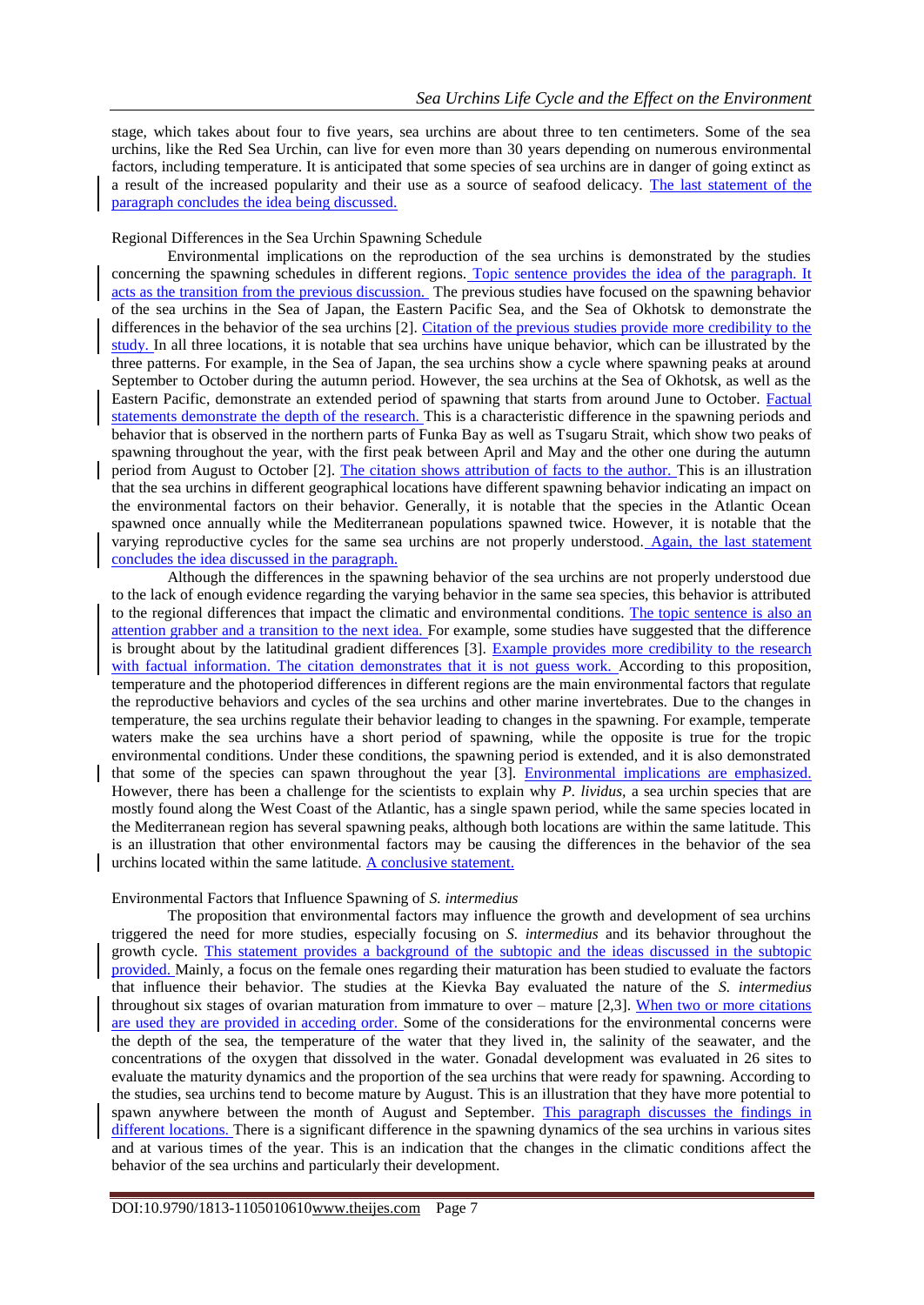stage, which takes about four to five years, sea urchins are about three to ten centimeters. Some of the sea urchins, like the Red Sea Urchin, can live for even more than 30 years depending on numerous environmental factors, including temperature. It is anticipated that some species of sea urchins are in danger of going extinct as a result of the increased popularity and their use as a source of seafood delicacy. The last statement of the paragraph concludes the idea being discussed.

### Regional Differences in the Sea Urchin Spawning Schedule

Environmental implications on the reproduction of the sea urchins is demonstrated by the studies concerning the spawning schedules in different regions. Topic sentence provides the idea of the paragraph. It acts as the transition from the previous discussion. The previous studies have focused on the spawning behavior of the sea urchins in the Sea of Japan, the Eastern Pacific Sea, and the Sea of Okhotsk to demonstrate the differences in the behavior of the sea urchins [2]. Citation of the previous studies provide more credibility to the study. In all three locations, it is notable that sea urchins have unique behavior, which can be illustrated by the three patterns. For example, in the Sea of Japan, the sea urchins show a cycle where spawning peaks at around September to October during the autumn period. However, the sea urchins at the Sea of Okhotsk, as well as the Eastern Pacific, demonstrate an extended period of spawning that starts from around June to October. Factual statements demonstrate the depth of the research. This is a characteristic difference in the spawning periods and behavior that is observed in the northern parts of Funka Bay as well as Tsugaru Strait, which show two peaks of spawning throughout the year, with the first peak between April and May and the other one during the autumn period from August to October [2]. The citation shows attribution of facts to the author. This is an illustration that the sea urchins in different geographical locations have different spawning behavior indicating an impact on the environmental factors on their behavior. Generally, it is notable that the species in the Atlantic Ocean spawned once annually while the Mediterranean populations spawned twice. However, it is notable that the varying reproductive cycles for the same sea urchins are not properly understood. Again, the last statement concludes the idea discussed in the paragraph.

Although the differences in the spawning behavior of the sea urchins are not properly understood due to the lack of enough evidence regarding the varying behavior in the same sea species, this behavior is attributed to the regional differences that impact the climatic and environmental conditions. The topic sentence is also an attention grabber and a transition to the next idea. For example, some studies have suggested that the difference is brought about by the latitudinal gradient differences [3]. Example provides more credibility to the research with factual information. The citation demonstrates that it is not guess work. According to this proposition, temperature and the photoperiod differences in different regions are the main environmental factors that regulate the reproductive behaviors and cycles of the sea urchins and other marine invertebrates. Due to the changes in temperature, the sea urchins regulate their behavior leading to changes in the spawning. For example, temperate waters make the sea urchins have a short period of spawning, while the opposite is true for the tropic environmental conditions. Under these conditions, the spawning period is extended, and it is also demonstrated that some of the species can spawn throughout the year [3]. Environmental implications are emphasized. However, there has been a challenge for the scientists to explain why *P. lividus*, a sea urchin species that are mostly found along the West Coast of the Atlantic, has a single spawn period, while the same species located in the Mediterranean region has several spawning peaks, although both locations are within the same latitude. This is an illustration that other environmental factors may be causing the differences in the behavior of the sea urchins located within the same latitude. A conclusive statement.

### Environmental Factors that Influence Spawning of *S. intermedius*

The proposition that environmental factors may influence the growth and development of sea urchins triggered the need for more studies, especially focusing on *S. intermedius* and its behavior throughout the growth cycle. This statement provides a background of the subtopic and the ideas discussed in the subtopic provided. Mainly, a focus on the female ones regarding their maturation has been studied to evaluate the factors that influence their behavior. The studies at the Kievka Bay evaluated the nature of the *S. intermedius* throughout six stages of ovarian maturation from immature to over – mature [2,3]. When two or more citations are used they are provided in acceding order. Some of the considerations for the environmental concerns were the depth of the sea, the temperature of the water that they lived in, the salinity of the seawater, and the concentrations of the oxygen that dissolved in the water. Gonadal development was evaluated in 26 sites to evaluate the maturity dynamics and the proportion of the sea urchins that were ready for spawning. According to the studies, sea urchins tend to become mature by August. This is an illustration that they have more potential to spawn anywhere between the month of August and September. This paragraph discusses the findings in different locations. There is a significant difference in the spawning dynamics of the sea urchins in various sites and at various times of the year. This is an indication that the changes in the climatic conditions affect the behavior of the sea urchins and particularly their development.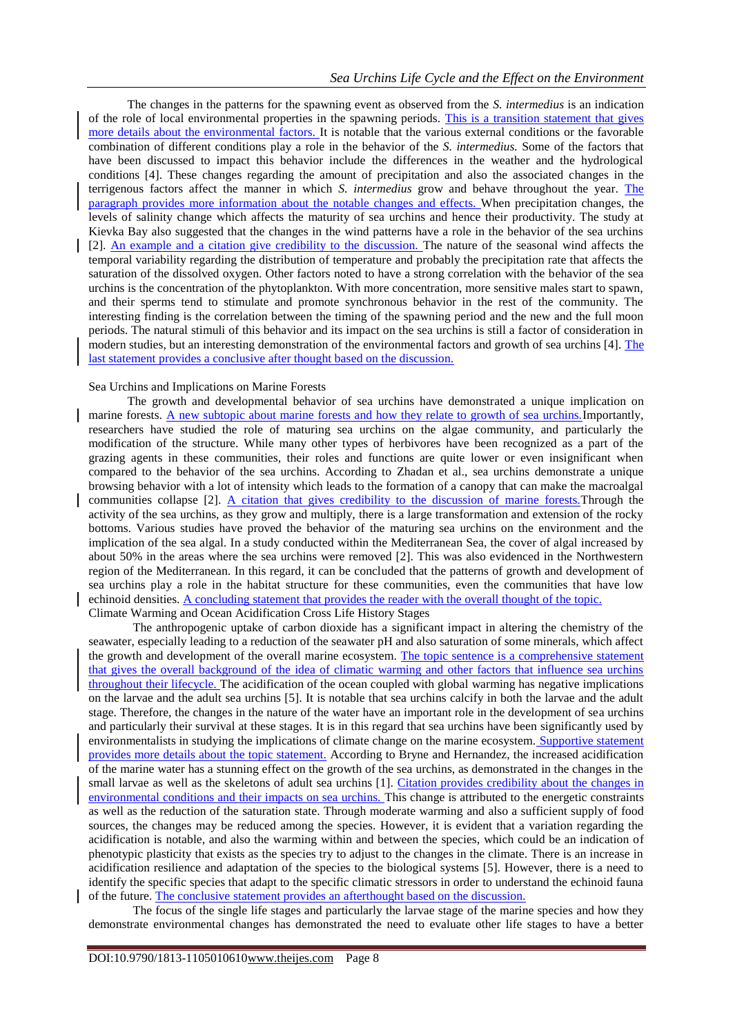The changes in the patterns for the spawning event as observed from the *S. intermedius* is an indication of the role of local environmental properties in the spawning periods. This is a transition statement that gives more details about the environmental factors. It is notable that the various external conditions or the favorable combination of different conditions play a role in the behavior of the *S. intermedius.* Some of the factors that have been discussed to impact this behavior include the differences in the weather and the hydrological conditions [4]. These changes regarding the amount of precipitation and also the associated changes in the terrigenous factors affect the manner in which *S. intermedius* grow and behave throughout the year. The paragraph provides more information about the notable changes and effects. When precipitation changes, the levels of salinity change which affects the maturity of sea urchins and hence their productivity. The study at Kievka Bay also suggested that the changes in the wind patterns have a role in the behavior of the sea urchins [2]. An example and a citation give credibility to the discussion. The nature of the seasonal wind affects the temporal variability regarding the distribution of temperature and probably the precipitation rate that affects the saturation of the dissolved oxygen. Other factors noted to have a strong correlation with the behavior of the sea urchins is the concentration of the phytoplankton. With more concentration, more sensitive males start to spawn, and their sperms tend to stimulate and promote synchronous behavior in the rest of the community. The interesting finding is the correlation between the timing of the spawning period and the new and the full moon periods. The natural stimuli of this behavior and its impact on the sea urchins is still a factor of consideration in modern studies, but an interesting demonstration of the environmental factors and growth of sea urchins [4]. The last statement provides a conclusive after thought based on the discussion.

Sea Urchins and Implications on Marine Forests

The growth and developmental behavior of sea urchins have demonstrated a unique implication on marine forests. A new subtopic about marine forests and how they relate to growth of sea urchins. Importantly, researchers have studied the role of maturing sea urchins on the algae community, and particularly the modification of the structure. While many other types of herbivores have been recognized as a part of the grazing agents in these communities, their roles and functions are quite lower or even insignificant when compared to the behavior of the sea urchins. According to Zhadan et al., sea urchins demonstrate a unique browsing behavior with a lot of intensity which leads to the formation of a canopy that can make the macroalgal communities collapse [2]. A citation that gives credibility to the discussion of marine forests. Through the activity of the sea urchins, as they grow and multiply, there is a large transformation and extension of the rocky bottoms. Various studies have proved the behavior of the maturing sea urchins on the environment and the implication of the sea algal. In a study conducted within the Mediterranean Sea, the cover of algal increased by about 50% in the areas where the sea urchins were removed [2]. This was also evidenced in the Northwestern region of the Mediterranean. In this regard, it can be concluded that the patterns of growth and development of sea urchins play a role in the habitat structure for these communities, even the communities that have low echinoid densities. A concluding statement that provides the reader with the overall thought of the topic.

Climate Warming and Ocean Acidification Cross Life History Stages

The anthropogenic uptake of carbon dioxide has a significant impact in altering the chemistry of the seawater, especially leading to a reduction of the seawater pH and also saturation of some minerals, which affect the growth and development of the overall marine ecosystem. The topic sentence is a comprehensive statement that gives the overall background of the idea of climatic warming and other factors that influence sea urchins throughout their lifecycle. The acidification of the ocean coupled with global warming has negative implications on the larvae and the adult sea urchins [5]. It is notable that sea urchins calcify in both the larvae and the adult stage. Therefore, the changes in the nature of the water have an important role in the development of sea urchins and particularly their survival at these stages. It is in this regard that sea urchins have been significantly used by environmentalists in studying the implications of climate change on the marine ecosystem. Supportive statement provides more details about the topic statement. According to Bryne and Hernandez, the increased acidification of the marine water has a stunning effect on the growth of the sea urchins, as demonstrated in the changes in the small larvae as well as the skeletons of adult sea urchins [1]. Citation provides credibility about the changes in environmental conditions and their impacts on sea urchins. This change is attributed to the energetic constraints as well as the reduction of the saturation state. Through moderate warming and also a sufficient supply of food sources, the changes may be reduced among the species. However, it is evident that a variation regarding the acidification is notable, and also the warming within and between the species, which could be an indication of phenotypic plasticity that exists as the species try to adjust to the changes in the climate. There is an increase in acidification resilience and adaptation of the species to the biological systems [5]. However, there is a need to identify the specific species that adapt to the specific climatic stressors in order to understand the echinoid fauna of the future. The conclusive statement provides an afterthought based on the discussion.

The focus of the single life stages and particularly the larvae stage of the marine species and how they demonstrate environmental changes has demonstrated the need to evaluate other life stages to have a better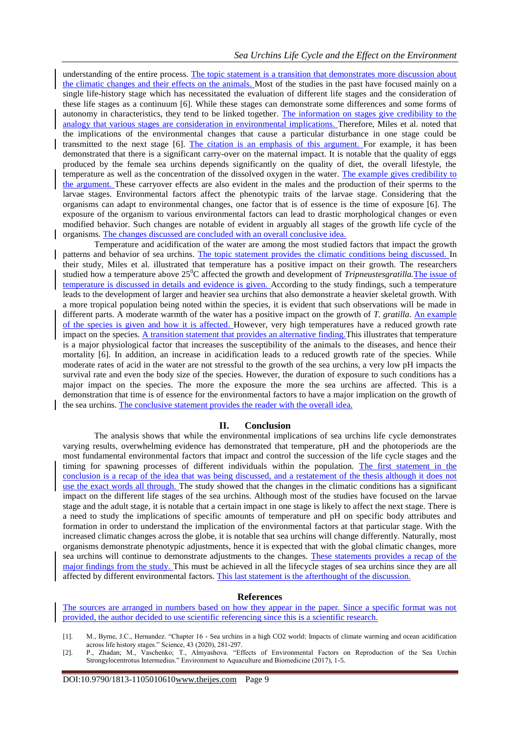understanding of the entire process. The topic statement is a transition that demonstrates more discussion about the climatic changes and their effects on the animals. Most of the studies in the past have focused mainly on a single life-history stage which has necessitated the evaluation of different life stages and the consideration of these life stages as a continuum [6]. While these stages can demonstrate some differences and some forms of autonomy in characteristics, they tend to be linked together. The information on stages give credibility to the analogy that various stages are consideration in environmental implications. Therefore, Miles et al. noted that the implications of the environmental changes that cause a particular disturbance in one stage could be transmitted to the next stage [6]. The citation is an emphasis of this argument. For example, it has been demonstrated that there is a significant carry-over on the maternal impact. It is notable that the quality of eggs produced by the female sea urchins depends significantly on the quality of diet, the overall lifestyle, the temperature as well as the concentration of the dissolved oxygen in the water. The example gives credibility to the argument. These carryover effects are also evident in the males and the production of their sperms to the larvae stages. Environmental factors affect the phenotypic traits of the larvae stage. Considering that the organisms can adapt to environmental changes, one factor that is of essence is the time of exposure [6]. The exposure of the organism to various environmental factors can lead to drastic morphological changes or even modified behavior. Such changes are notable of evident in arguably all stages of the growth life cycle of the organisms. The changes discussed are concluded with an overall conclusive idea.

Temperature and acidification of the water are among the most studied factors that impact the growth patterns and behavior of sea urchins. The topic statement provides the climatic conditions being discussed. In their study, Miles et al. illustrated that temperature has a positive impact on their growth. The researchers studied how a temperature above $25^0$C affected the growth and development of *Tripneustesgratilla*.The issue of temperature is discussed in details and evidence is given. According to the study findings, such a temperature leads to the development of larger and heavier sea urchins that also demonstrate a heavier skeletal growth. With a more tropical population being noted within the species, it is evident that such observations will be made in different parts. A moderate warmth of the water has a positive impact on the growth of *T. gratilla*. An example of the species is given and how it is affected. However, very high temperatures have a reduced growth rate impact on the species. A transition statement that provides an alternative finding.This illustrates that temperature is a major physiological factor that increases the susceptibility of the animals to the diseases, and hence their mortality [6]. In addition, an increase in acidification leads to a reduced growth rate of the species. While moderate rates of acid in the water are not stressful to the growth of the sea urchins, a very low pH impacts the survival rate and even the body size of the species. However, the duration of exposure to such conditions has a major impact on the species. The more the exposure the more the sea urchins are affected. This is a demonstration that time is of essence for the environmental factors to have a major implication on the growth of the sea urchins. The conclusive statement provides the reader with the overall idea.

## II. Conclusion

The analysis shows that while the environmental implications of sea urchins life cycle demonstrates varying results, overwhelming evidence has demonstrated that temperature, pH and the photoperiods are the most fundamental environmental factors that impact and control the succession of the life cycle stages and the timing for spawning processes of different individuals within the population. The first statement in the conclusion is a recap of the idea that was being discussed, and a restatement of the thesis although it does not use the exact words all through. The study showed that the changes in the climatic conditions has a significant impact on the different life stages of the sea urchins. Although most of the studies have focused on the larvae stage and the adult stage, it is notable that a certain impact in one stage is likely to affect the next stage. There is a need to study the implications of specific amounts of temperature and pH on specific body attributes and formation in order to understand the implication of the environmental factors at that particular stage. With the increased climatic changes across the globe, it is notable that sea urchins will change differently. Naturally, most organisms demonstrate phenotypic adjustments, hence it is expected that with the global climatic changes, more sea urchins will continue to demonstrate adjustments to the changes. These statements provides a recap of the major findings from the study. This must be achieved in all the lifecycle stages of sea urchins since they are all affected by different environmental factors. This last statement is the afterthought of the discussion.

## References

The sources are arranged in numbers based on how they appear in the paper. Since a specific format was not provided, the author decided to use scientific referencing since this is a scientific research.

[1]. M., Byrne, J.C., Hernandez. "Chapter 16 - Sea urchins in a high CO2 world: Impacts of climate warming and ocean acidification across life history stages." Science, 43 (2020), 281-297.

[2]. P., Zhadan; M., Vaschenko; T., Almyashova. "Effects of Environmental Factors on Reproduction of the Sea Urchin Strongylocentrotus Intermedius." Environment to Aquaculture and Biomedicine (2017), 1-5.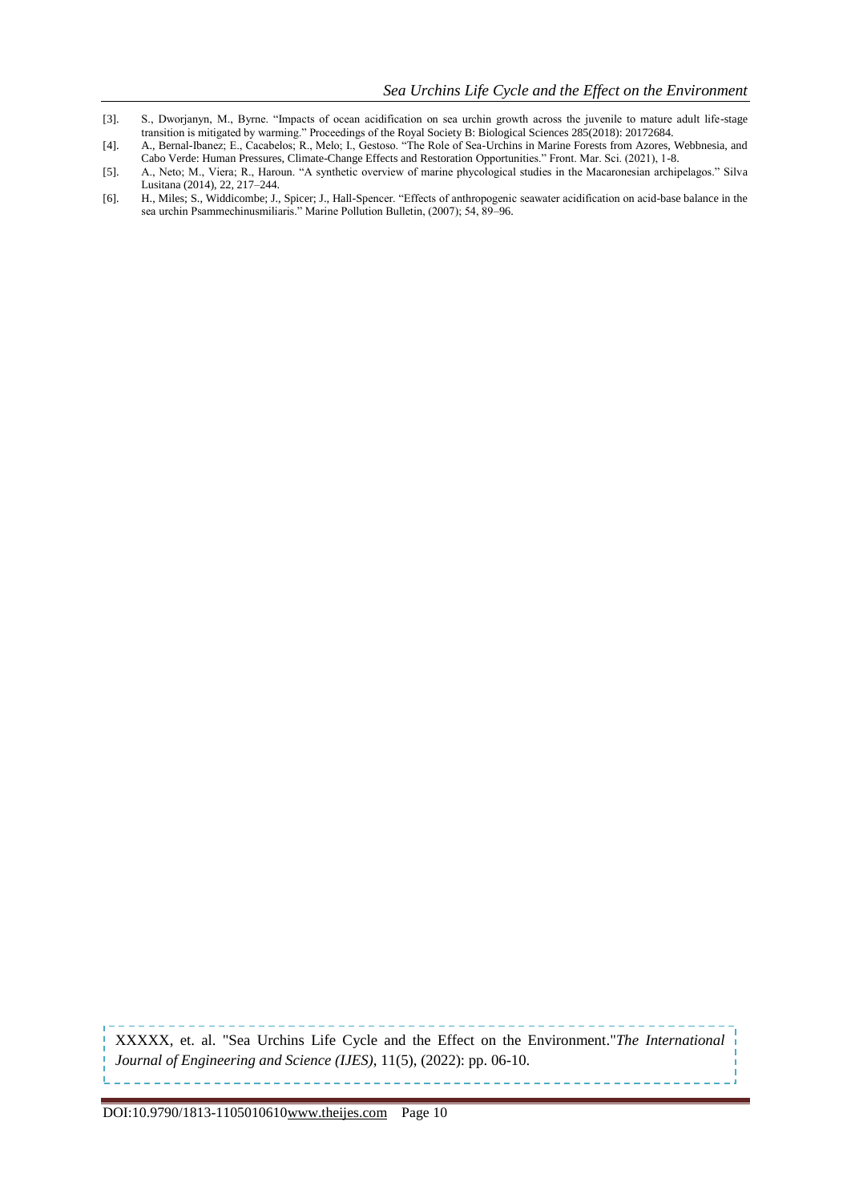[3]. S., Dworjanyn, M., Byrne. "Impacts of ocean acidification on sea urchin growth across the juvenile to mature adult life-stage transition is mitigated by warming." Proceedings of the Royal Society B: Biological Sciences 285(2018): 20172684.

[4]. A., Bernal-Ibanez; E., Cacabelos; R., Melo; I., Gestoso. "The Role of Sea-Urchins in Marine Forests from Azores, Webbnesia, and Cabo Verde: Human Pressures, Climate-Change Effects and Restoration Opportunities." Front. Mar. Sci. (2021), 1-8.

[5]. A., Neto; M., Viera; R., Haroun. "A synthetic overview of marine phycological studies in the Macaronesian archipelagos." Silva Lusitana (2014), 22, 217–244.

[6]. H., Miles; S., Widdicombe; J., Spicer; J., Hall-Spencer. "Effects of anthropogenic seawater acidification on acid-base balance in the sea urchin Psammechinusmiliaris." Marine Pollution Bulletin, (2007); 54, 89–96.

XXXXX, et. al. "Sea Urchins Life Cycle and the Effect on the Environment."*The International Journal of Engineering and Science (IJES)*, 11(5), (2022): pp. 06-10.